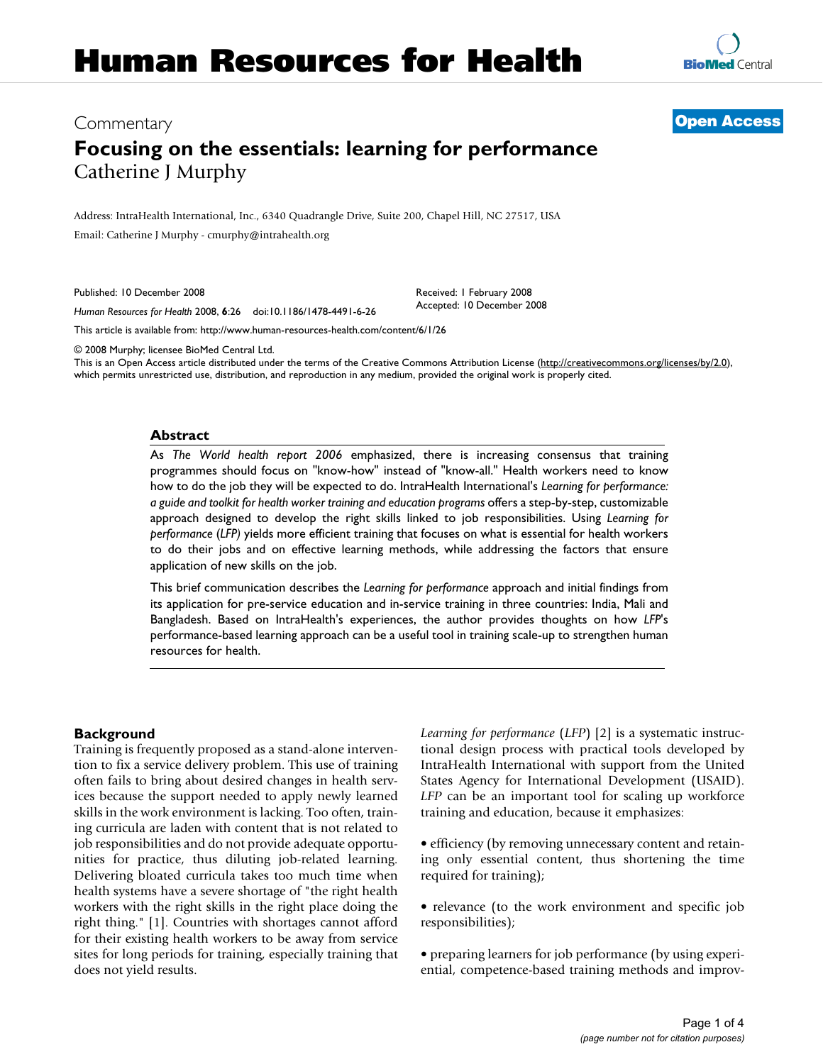# Human Resources for Health

Commentary

**Open Access**

# Focusing on the essentials: learning for performance

Catherine J Murphy

Address: IntraHealth International, Inc., 6340 Quadrangle Drive, Suite 200, Chapel Hill, NC 27517, USA

Email: Catherine J Murphy - cmurphy@intrahealth.org

Published: 10 December 2008

*Human Resources for Health* 2008, **6**:26 doi:10.1186/1478-4491-6-26

Received: 1 February 2008
Accepted: 10 December 2008

This article is available from: http://www.human-resources-health.com/content/6/1/26

© 2008 Murphy; licensee BioMed Central Ltd.
This is an Open Access article distributed under the terms of the Creative Commons Attribution License (http://creativecommons.org/licenses/by/2.0), which permits unrestricted use, distribution, and reproduction in any medium, provided the original work is properly cited.

## Abstract

As *The World health report 2006* emphasized, there is increasing consensus that training programmes should focus on "know-how" instead of "know-all." Health workers need to know how to do the job they will be expected to do. IntraHealth International's *Learning for performance: a guide and toolkit for health worker training and education programs* offers a step-by-step, customizable approach designed to develop the right skills linked to job responsibilities. Using *Learning for performance* (*LFP*) yields more efficient training that focuses on what is essential for health workers to do their jobs and on effective learning methods, while addressing the factors that ensure application of new skills on the job.

This brief communication describes the *Learning for performance* approach and initial findings from its application for pre-service education and in-service training in three countries: India, Mali and Bangladesh. Based on IntraHealth's experiences, the author provides thoughts on how *LFP*'s performance-based learning approach can be a useful tool in training scale-up to strengthen human resources for health.

## Background

Training is frequently proposed as a stand-alone intervention to fix a service delivery problem. This use of training often fails to bring about desired changes in health services because the support needed to apply newly learned skills in the work environment is lacking. Too often, training curricula are laden with content that is not related to job responsibilities and do not provide adequate opportunities for practice, thus diluting job-related learning. Delivering bloated curricula takes too much time when health systems have a severe shortage of "the right health workers with the right skills in the right place doing the right thing." [1]. Countries with shortages cannot afford for their existing health workers to be away from service sites for long periods for training, especially training that does not yield results.

*Learning for performance* (*LFP*) [2] is a systematic instructional design process with practical tools developed by IntraHealth International with support from the United States Agency for International Development (USAID). *LFP* can be an important tool for scaling up workforce training and education, because it emphasizes:

- efficiency (by removing unnecessary content and retaining only essential content, thus shortening the time required for training);
- relevance (to the work environment and specific job responsibilities);
- preparing learners for job performance (by using experiential, competence-based training methods and improv-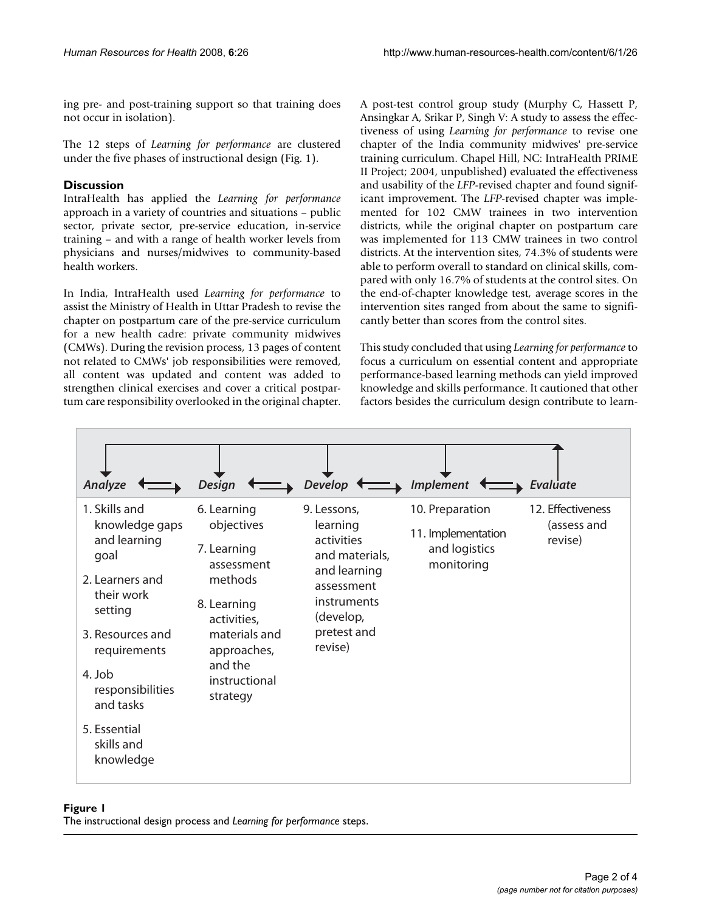ing pre- and post-training support so that training does not occur in isolation).

The 12 steps of *Learning for performance* are clustered under the five phases of instructional design (Fig. 1).

## Discussion

IntraHealth has applied the *Learning for performance* approach in a variety of countries and situations – public sector, private sector, pre-service education, in-service training – and with a range of health worker levels from physicians and nurses/midwives to community-based health workers.

In India, IntraHealth used *Learning for performance* to assist the Ministry of Health in Uttar Pradesh to revise the chapter on postpartum care of the pre-service curriculum for a new health cadre: private community midwives (CMWs). During the revision process, 13 pages of content not related to CMWs' job responsibilities were removed, all content was updated and content was added to strengthen clinical exercises and cover a critical postpartum care responsibility overlooked in the original chapter.

A post-test control group study (Murphy C, Hassett P, Ansingkar A, Srikar P, Singh V: A study to assess the effectiveness of using *Learning for performance* to revise one chapter of the India community midwives' pre-service training curriculum. Chapel Hill, NC: IntraHealth PRIME II Project; 2004, unpublished) evaluated the effectiveness and usability of the *LFP*-revised chapter and found significant improvement. The *LFP*-revised chapter was implemented for 102 CMW trainees in two intervention districts, while the original chapter on postpartum care was implemented for 113 CMW trainees in two control districts. At the intervention sites, 74.3% of students were able to perform overall to standard on clinical skills, compared with only 16.7% of students at the control sites. On the end-of-chapter knowledge test, average scores in the intervention sites ranged from about the same to significantly better than scores from the control sites.

This study concluded that using *Learning for performance* to focus a curriculum on essential content and appropriate performance-based learning methods can yield improved knowledge and skills performance. It cautioned that other factors besides the curriculum design contribute to learn-

| *Analyze* | *Design* | *Develop* | *Implement* | *Evaluate* |
|---|---|---|---|---|
| 1. Skills and knowledge gaps and learning goal<br>2. Learners and their work setting<br>3. Resources and requirements<br>4. Job responsibilities and tasks<br>5. Essential skills and knowledge | 6. Learning objectives<br>7. Learning assessment methods<br>8. Learning activities, materials and approaches, and the instructional strategy | 9. Lessons, learning activities and materials, and learning assessment instruments (develop, pretest and revise) | 10. Preparation<br>11. Implementation and logistics monitoring | 12. Effectiveness (assess and revise) |

**Figure 1**
The instructional design process and *Learning for performance* steps.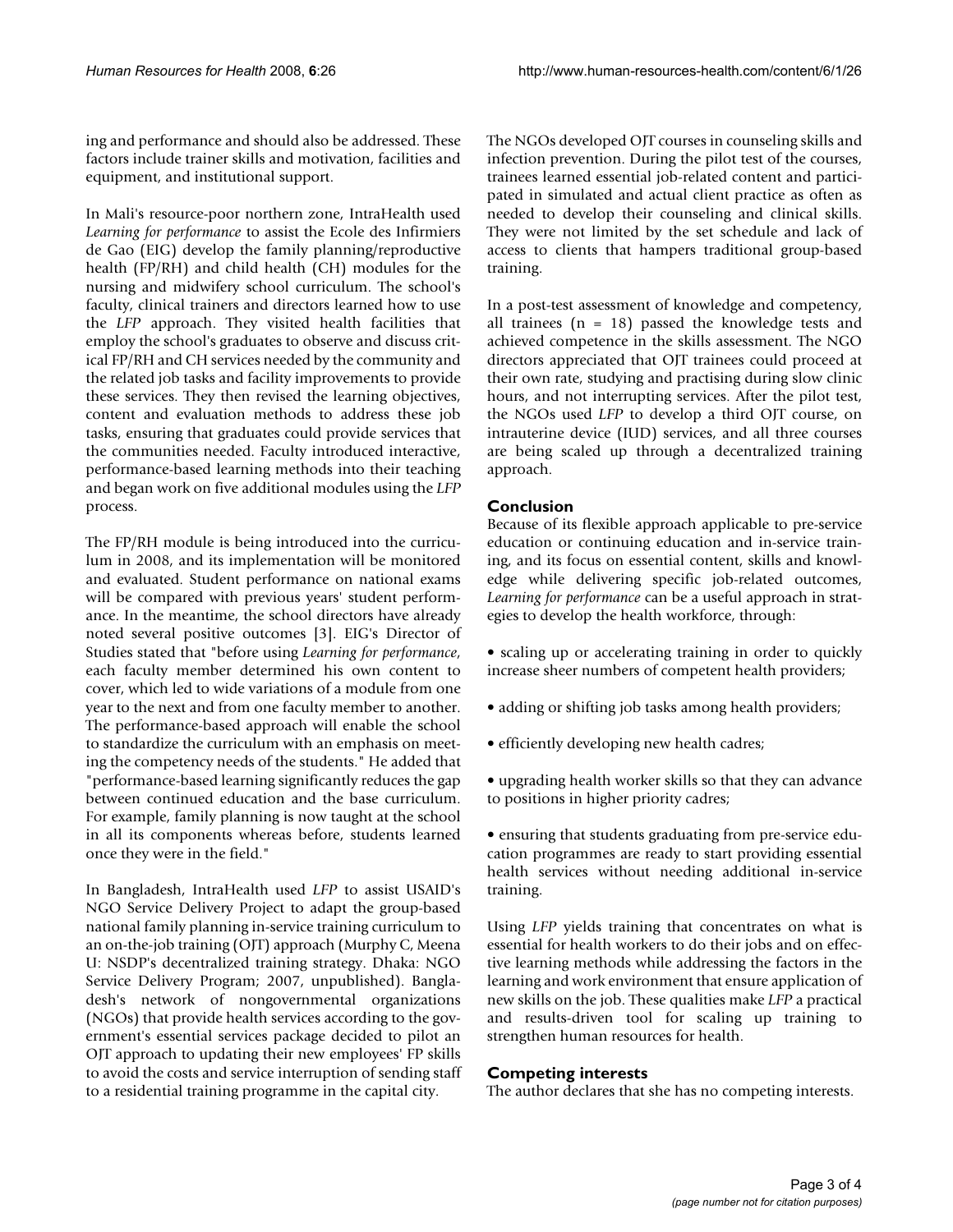ing and performance and should also be addressed. These factors include trainer skills and motivation, facilities and equipment, and institutional support.

In Mali's resource-poor northern zone, IntraHealth used *Learning for performance* to assist the Ecole des Infirmiers de Gao (EIG) develop the family planning/reproductive health (FP/RH) and child health (CH) modules for the nursing and midwifery school curriculum. The school's faculty, clinical trainers and directors learned how to use the *LFP* approach. They visited health facilities that employ the school's graduates to observe and discuss critical FP/RH and CH services needed by the community and the related job tasks and facility improvements to provide these services. They then revised the learning objectives, content and evaluation methods to address these job tasks, ensuring that graduates could provide services that the communities needed. Faculty introduced interactive, performance-based learning methods into their teaching and began work on five additional modules using the *LFP* process.

The FP/RH module is being introduced into the curriculum in 2008, and its implementation will be monitored and evaluated. Student performance on national exams will be compared with previous years' student performance. In the meantime, the school directors have already noted several positive outcomes [3]. EIG's Director of Studies stated that "before using *Learning for performance*, each faculty member determined his own content to cover, which led to wide variations of a module from one year to the next and from one faculty member to another. The performance-based approach will enable the school to standardize the curriculum with an emphasis on meeting the competency needs of the students." He added that "performance-based learning significantly reduces the gap between continued education and the base curriculum. For example, family planning is now taught at the school in all its components whereas before, students learned once they were in the field."

In Bangladesh, IntraHealth used *LFP* to assist USAID's NGO Service Delivery Project to adapt the group-based national family planning in-service training curriculum to an on-the-job training (OJT) approach (Murphy C, Meena U: NSDP's decentralized training strategy. Dhaka: NGO Service Delivery Program; 2007, unpublished). Bangladesh's network of nongovernmental organizations (NGOs) that provide health services according to the government's essential services package decided to pilot an OJT approach to updating their new employees' FP skills to avoid the costs and service interruption of sending staff to a residential training programme in the capital city.

The NGOs developed OJT courses in counseling skills and infection prevention. During the pilot test of the courses, trainees learned essential job-related content and participated in simulated and actual client practice as often as needed to develop their counseling and clinical skills. They were not limited by the set schedule and lack of access to clients that hampers traditional group-based training.

In a post-test assessment of knowledge and competency, all trainees (n = 18) passed the knowledge tests and achieved competence in the skills assessment. The NGO directors appreciated that OJT trainees could proceed at their own rate, studying and practising during slow clinic hours, and not interrupting services. After the pilot test, the NGOs used *LFP* to develop a third OJT course, on intrauterine device (IUD) services, and all three courses are being scaled up through a decentralized training approach.

## Conclusion

Because of its flexible approach applicable to pre-service education or continuing education and in-service training, and its focus on essential content, skills and knowledge while delivering specific job-related outcomes, *Learning for performance* can be a useful approach in strategies to develop the health workforce, through:

- scaling up or accelerating training in order to quickly increase sheer numbers of competent health providers;
- adding or shifting job tasks among health providers;
- efficiently developing new health cadres;
- upgrading health worker skills so that they can advance to positions in higher priority cadres;
- ensuring that students graduating from pre-service education programmes are ready to start providing essential health services without needing additional in-service training.

Using *LFP* yields training that concentrates on what is essential for health workers to do their jobs and on effective learning methods while addressing the factors in the learning and work environment that ensure application of new skills on the job. These qualities make *LFP* a practical and results-driven tool for scaling up training to strengthen human resources for health.

## Competing interests

The author declares that she has no competing interests.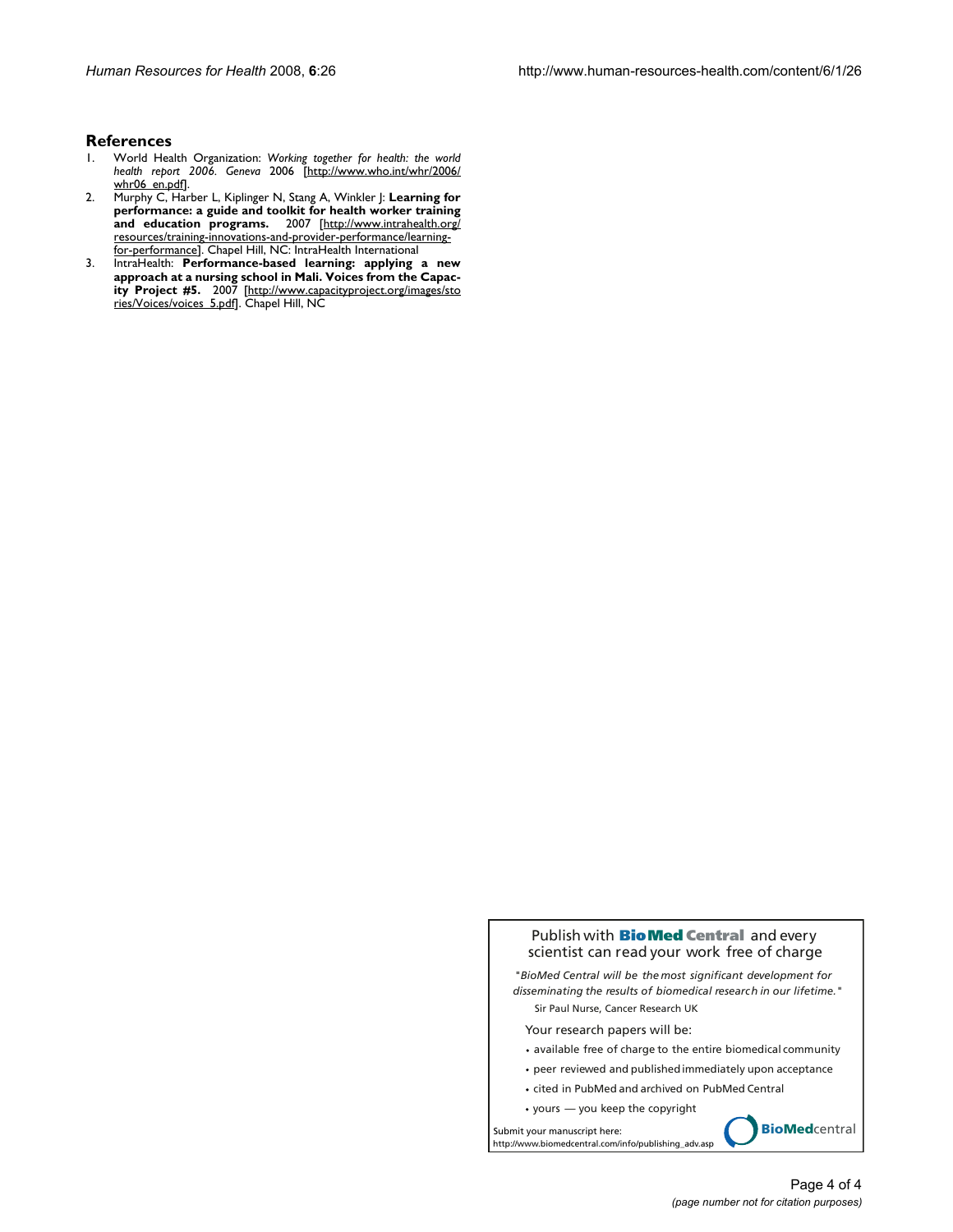## References

1. World Health Organization: *Working together for health: the world health report 2006. Geneva* **2006** [http://www.who.int/whr/2006/whr06_en.pdf].
2. Murphy C, Harber L, Kiplinger N, Stang A, Winkler J: **Learning for performance: a guide and toolkit for health worker training and education programs.** 2007 [http://www.intrahealth.org/resources/training-innovations-and-provider-performance/learning-for-performance]. Chapel Hill, NC: IntraHealth International
3. IntraHealth: **Performance-based learning: applying a new approach at a nursing school in Mali. Voices from the Capacity Project #5.** 2007 [http://www.capacityproject.org/images/stories/Voices/voices_5.pdf]. Chapel Hill, NC

Publish with **BioMed Central** and every scientist can read your work free of charge

*"BioMed Central will be the most significant development for disseminating the results of biomedical research in our lifetime."*

Sir Paul Nurse, Cancer Research UK

Your research papers will be:

- available free of charge to the entire biomedical community
- peer reviewed and published immediately upon acceptance
- cited in PubMed and archived on PubMed Central
- yours — you keep the copyright

Submit your manuscript here:
http://www.biomedcentral.com/info/publishing_adv.asp

**BioMed**central